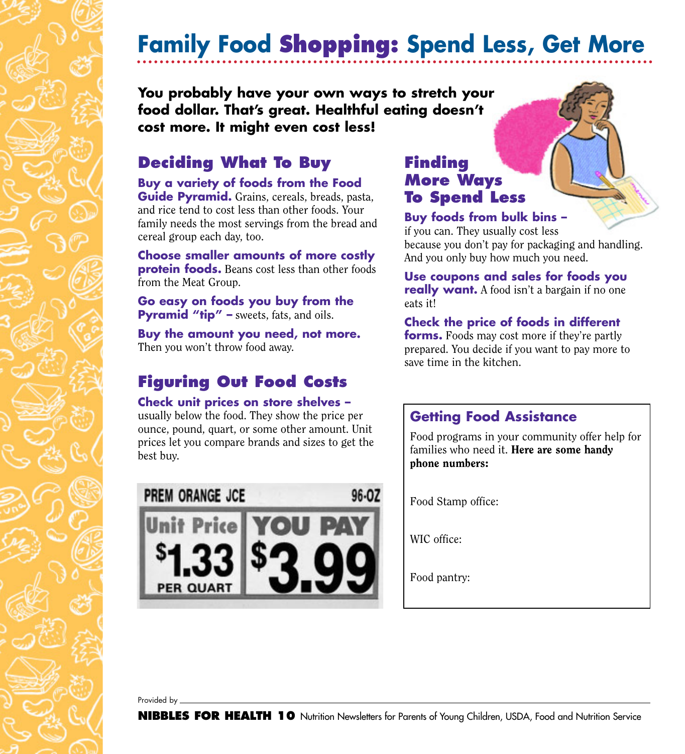# Family Food Shopping: Spend Less, Get More

**You probably have your own ways to stretch your food dollar. That's great. Healthful eating doesn't cost more. It might even cost less!**

## Deciding What To Buy

**Buy a variety of foods from the Food Guide Pyramid.** Grains, cereals, breads, pasta, and rice tend to cost less than other foods. Your family needs the most servings from the bread and cereal group each day, too.

**Choose smaller amounts of more costly protein foods.** Beans cost less than other foods from the Meat Group.

**Go easy on foods you buy from the Pyramid "tip" –** sweets, fats, and oils.

**Buy the amount you need, not more.** Then you won't throw food away.

## Figuring Out Food Costs

**Check unit prices on store shelves –** usually below the food. They show the price per ounce, pound, quart, or some other amount. Unit prices let you compare brands and sizes to get the best buy.

PREM ORANGE JCE 96-OZ

| Unit Price | YOU PAY |
|---|---|
| $1.33 PER QUART | $3.99 |

## Finding More Ways To Spend Less

**Buy foods from bulk bins –** if you can. They usually cost less because you don't pay for packaging and handling. And you only buy how much you need.

**Use coupons and sales for foods you really want.** A food isn't a bargain if no one eats it!

**Check the price of foods in different forms.** Foods may cost more if they're partly prepared. You decide if you want to pay more to save time in the kitchen.

### Getting Food Assistance

Food programs in your community offer help for families who need it. **Here are some handy phone numbers:**

Food Stamp office:

WIC office:

Food pantry:

Provided by \_\_\_\_\_\_\_\_\_\_\_\_\_\_\_\_\_\_\_\_

**NIBBLES FOR HEALTH 10** Nutrition Newsletters for Parents of Young Children, USDA, Food and Nutrition Service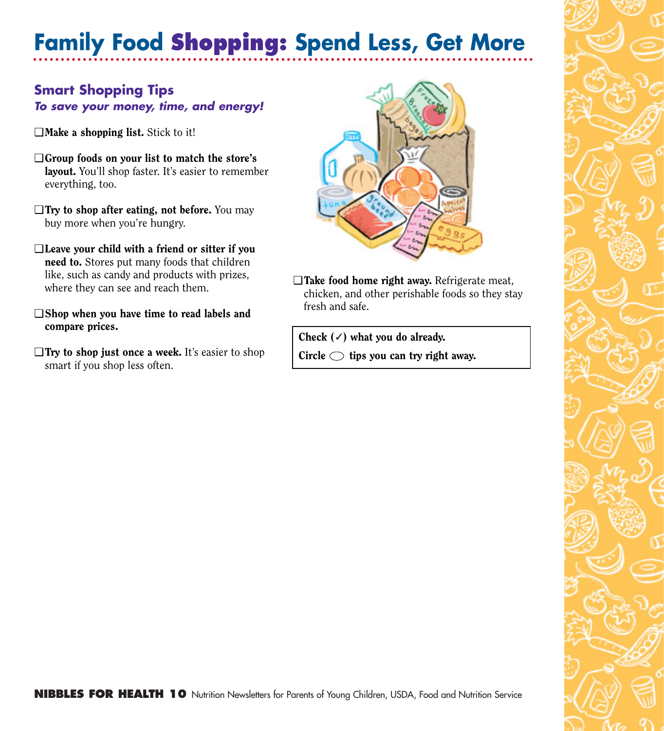# Family Food Shopping: Spend Less, Get More

## Smart Shopping Tips

***To save your money, time, and energy!***

❑ **Make a shopping list.** Stick to it!

❑ **Group foods on your list to match the store's layout.** You'll shop faster. It's easier to remember everything, too.

❑ **Try to shop after eating, not before.** You may buy more when you're hungry.

❑ **Leave your child with a friend or sitter if you need to.** Stores put many foods that children like, such as candy and products with prizes, where they can see and reach them.

❑ **Shop when you have time to read labels and compare prices.**

❑ **Try to shop just once a week.** It's easier to shop smart if you shop less often.

❑ **Take food home right away.** Refrigerate meat, chicken, and other perishable foods so they stay fresh and safe.

**Check (✓) what you do already.**

**Circle ◯ tips you can try right away.**

**NIBBLES FOR HEALTH 10** Nutrition Newsletters for Parents of Young Children, USDA, Food and Nutrition Service